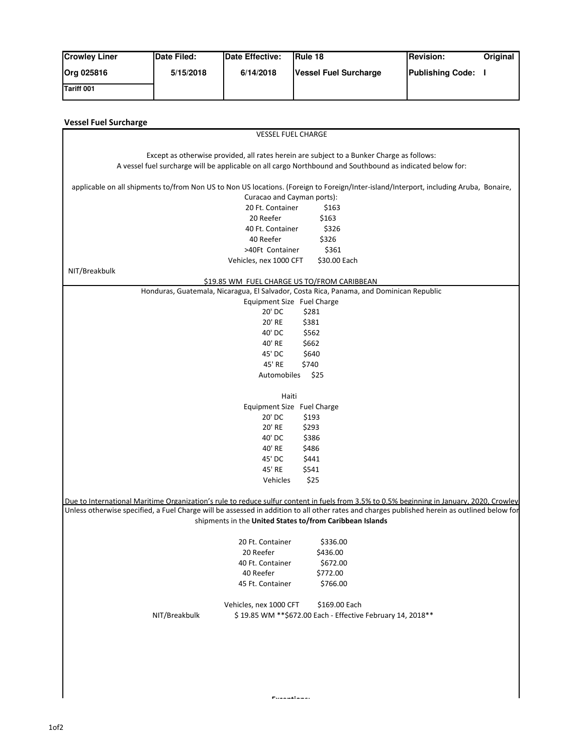| Crowley Liner | Date Filed: | Date Effective: | Rule 18 | Revision: Original |
|---|---|---|---|---|
| Org 025816 | 5/15/2018 | 6/14/2018 | Vessel Fuel Surcharge | Publishing Code: I |
| Tariff 001 | | | | |

## Vessel Fuel Surcharge

VESSEL FUEL CHARGE

Except as otherwise provided, all rates herein are subject to a Bunker Charge as follows:
A vessel fuel surcharge will be applicable on all cargo Northbound and Southbound as indicated below for:

applicable on all shipments to/from Non US to Non US locations. (Foreign to Foreign/Inter-island/Interport, including Aruba, Bonaire, Curacao and Cayman ports):

| | |
|---|---|
| 20 Ft. Container | $163 |
| 20 Reefer | $163 |
| 40 Ft. Container | $326 |
| 40 Reefer | $326 |
| >40Ft Container | $361 |
| Vehicles, nex 1000 CFT | $30.00 Each |

NIT/Breakbulk

$19.85 WM FUEL CHARGE US TO/FROM CARIBBEAN

Honduras, Guatemala, Nicaragua, El Salvador, Costa Rica, Panama, and Dominican Republic

| Equipment Size | Fuel Charge |
|---|---|
| 20' DC | $281 |
| 20' RE | $381 |
| 40' DC | $562 |
| 40' RE | $662 |
| 45' DC | $640 |
| 45' RE | $740 |
| Automobiles | $25 |

Haiti

| Equipment Size | Fuel Charge |
|---|---|
| 20' DC | $193 |
| 20' RE | $293 |
| 40' DC | $386 |
| 40' RE | $486 |
| 45' DC | $441 |
| 45' RE | $541 |
| Vehicles | $25 |

Due to International Maritime Organization's rule to reduce sulfur content in fuels from 3.5% to 0.5% beginning in January, 2020, Crowley

Unless otherwise specified, a Fuel Charge will be assessed in addition to all other rates and charges published herein as outlined below for shipments in the **United States to/from Caribbean Islands**

| | |
|---|---|
| 20 Ft. Container | $336.00 |
| 20 Reefer | $436.00 |
| 40 Ft. Container | $672.00 |
| 40 Reefer | $772.00 |
| 45 Ft. Container | $766.00 |
| Vehicles, nex 1000 CFT | $169.00 Each |
| NIT/Breakbulk | $ 19.85 WM **$672.00 Each - Effective February 14, 2018** |

Exceptions: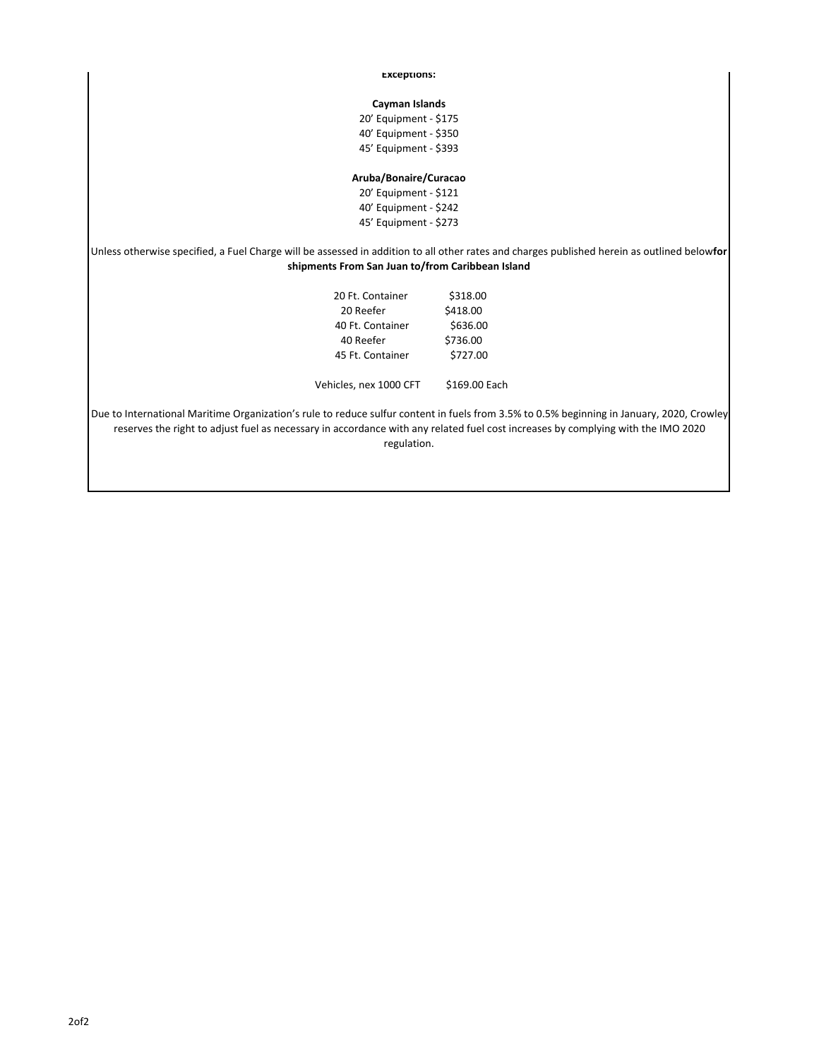**Exceptions:**

**Cayman Islands**

20' Equipment - $175
40' Equipment - $350
45' Equipment - $393

**Aruba/Bonaire/Curacao**

20' Equipment - $121
40' Equipment - $242
45' Equipment - $273

Unless otherwise specified, a Fuel Charge will be assessed in addition to all other rates and charges published herein as outlined below**for shipments From San Juan to/from Caribbean Island**

| | |
|---|---|
| 20 Ft. Container | $318.00 |
| 20 Reefer | $418.00 |
| 40 Ft. Container | $636.00 |
| 40 Reefer | $736.00 |
| 45 Ft. Container | $727.00 |
| Vehicles, nex 1000 CFT | $169.00 Each |

Due to International Maritime Organization's rule to reduce sulfur content in fuels from 3.5% to 0.5% beginning in January, 2020, Crowley reserves the right to adjust fuel as necessary in accordance with any related fuel cost increases by complying with the IMO 2020 regulation.